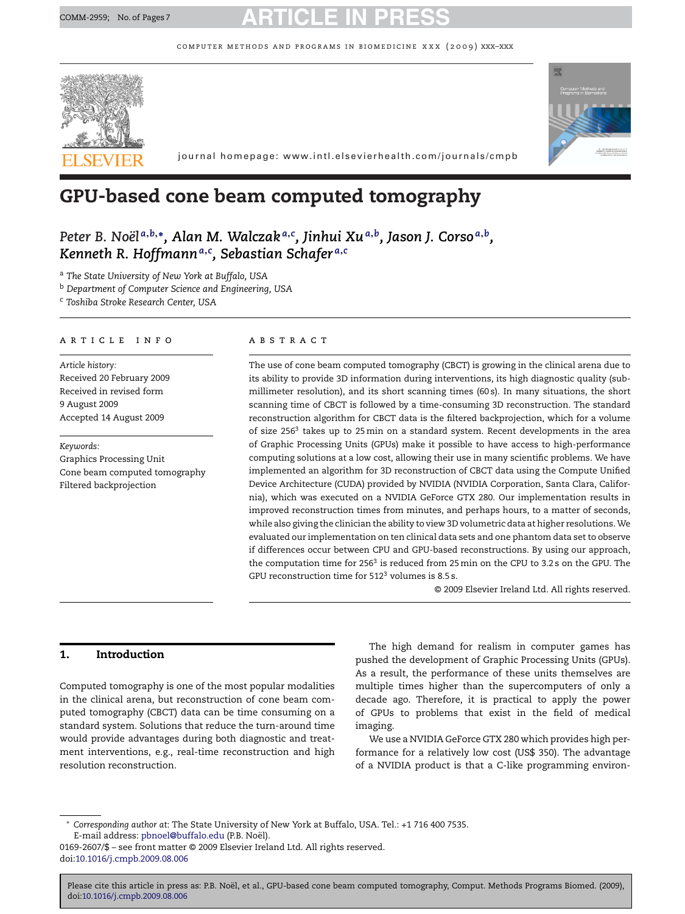# GPU-based cone beam computed tomography

*Peter B. Noël*[a,b,*], *Alan M. Walczak*[a,c], *Jinhui Xu*[a,b], *Jason J. Corso*[a,b], *Kenneth R. Hoffmann*[a,c], *Sebastian Schafer*[a,c]

[a] *The State University of New York at Buffalo, USA*
[b] *Department of Computer Science and Engineering, USA*
[c] *Toshiba Stroke Research Center, USA*

**ARTICLE INFO**

*Article history:*
Received 20 February 2009
Received in revised form
9 August 2009
Accepted 14 August 2009

*Keywords:*
Graphics Processing Unit
Cone beam computed tomography
Filtered backprojection

**ABSTRACT**

The use of cone beam computed tomography (CBCT) is growing in the clinical arena due to its ability to provide 3D information during interventions, its high diagnostic quality (sub-millimeter resolution), and its short scanning times (60 s). In many situations, the short scanning time of CBCT is followed by a time-consuming 3D reconstruction. The standard reconstruction algorithm for CBCT data is the filtered backprojection, which for a volume of size $256^3$ takes up to 25 min on a standard system. Recent developments in the area of Graphic Processing Units (GPUs) make it possible to have access to high-performance computing solutions at a low cost, allowing their use in many scientific problems. We have implemented an algorithm for 3D reconstruction of CBCT data using the Compute Unified Device Architecture (CUDA) provided by NVIDIA (NVIDIA Corporation, Santa Clara, California), which was executed on a NVIDIA GeForce GTX 280. Our implementation results in improved reconstruction times from minutes, and perhaps hours, to a matter of seconds, while also giving the clinician the ability to view 3D volumetric data at higher resolutions. We evaluated our implementation on ten clinical data sets and one phantom data set to observe if differences occur between CPU and GPU-based reconstructions. By using our approach, the computation time for $256^3$ is reduced from 25 min on the CPU to 3.2 s on the GPU. The GPU reconstruction time for $512^3$ volumes is 8.5 s.

© 2009 Elsevier Ireland Ltd. All rights reserved.

## 1. Introduction

Computed tomography is one of the most popular modalities in the clinical arena, but reconstruction of cone beam computed tomography (CBCT) data can be time consuming on a standard system. Solutions that reduce the turn-around time would provide advantages during both diagnostic and treatment interventions, e.g., real-time reconstruction and high resolution reconstruction.

The high demand for realism in computer games has pushed the development of Graphic Processing Units (GPUs). As a result, the performance of these units themselves are multiple times higher than the supercomputers of only a decade ago. Therefore, it is practical to apply the power of GPUs to problems that exist in the field of medical imaging.

We use a NVIDIA GeForce GTX 280 which provides high performance for a relatively low cost (US$ 350). The advantage of a NVIDIA product is that a C-like programming environ-

\* *Corresponding author at*: The State University of New York at Buffalo, USA. Tel.: +1 716 400 7535.
E-mail address: pbnoel@buffalo.edu (P.B. Noël).
0169-2607/$ – see front matter © 2009 Elsevier Ireland Ltd. All rights reserved.
doi:10.1016/j.cmpb.2009.08.006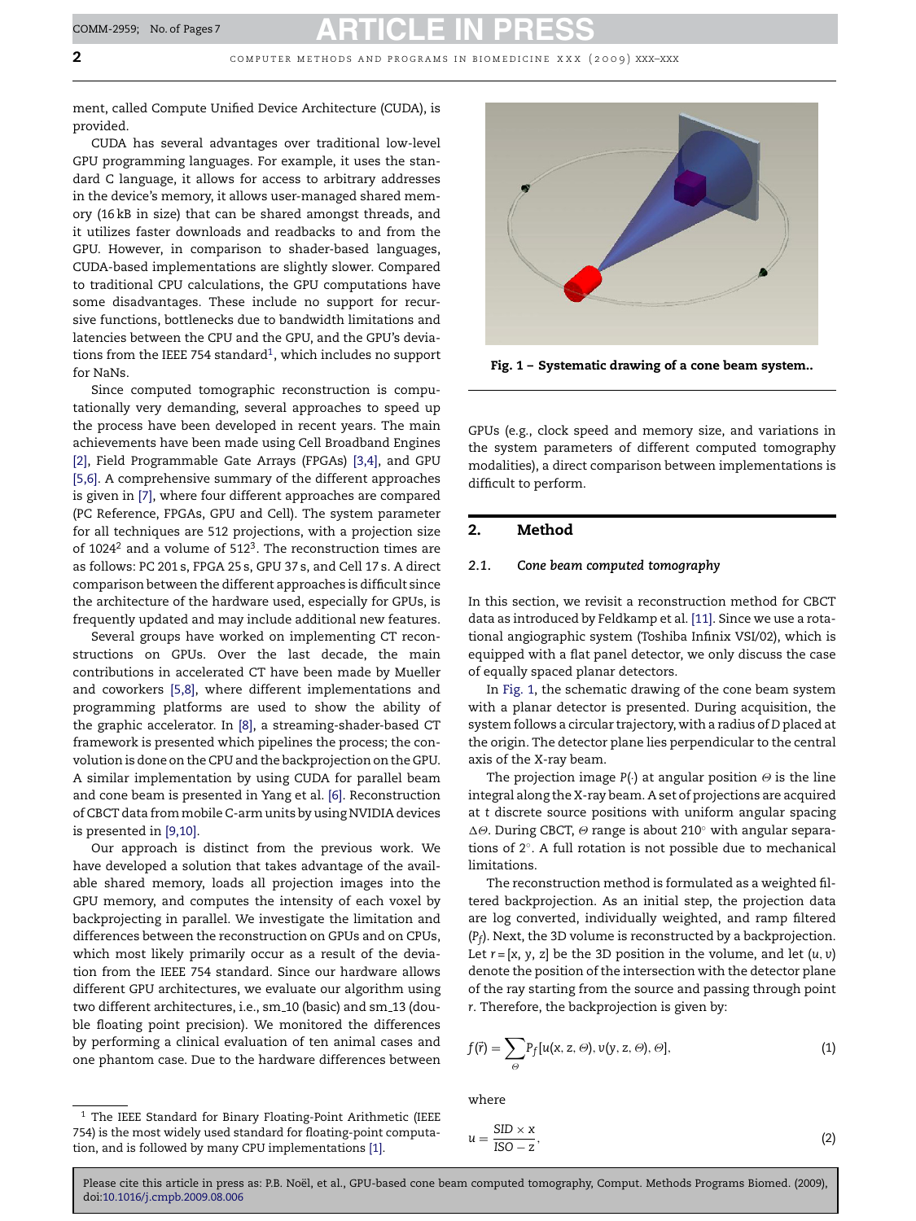ment, called Compute Unified Device Architecture (CUDA), is provided.

CUDA has several advantages over traditional low-level GPU programming languages. For example, it uses the standard C language, it allows for access to arbitrary addresses in the device's memory, it allows user-managed shared memory (16 kB in size) that can be shared amongst threads, and it utilizes faster downloads and readbacks to and from the GPU. However, in comparison to shader-based languages, CUDA-based implementations are slightly slower. Compared to traditional CPU calculations, the GPU computations have some disadvantages. These include no support for recursive functions, bottlenecks due to bandwidth limitations and latencies between the CPU and the GPU, and the GPU's deviations from the IEEE 754 standard[1], which includes no support for NaNs.

Since computed tomographic reconstruction is computationally very demanding, several approaches to speed up the process have been developed in recent years. The main achievements have been made using Cell Broadband Engines [2], Field Programmable Gate Arrays (FPGAs) [3,4], and GPU [5,6]. A comprehensive summary of the different approaches is given in [7], where four different approaches are compared (PC Reference, FPGAs, GPU and Cell). The system parameter for all techniques are 512 projections, with a projection size of $1024^2$ and a volume of $512^3$. The reconstruction times are as follows: PC 201 s, FPGA 25 s, GPU 37 s, and Cell 17 s. A direct comparison between the different approaches is difficult since the architecture of the hardware used, especially for GPUs, is frequently updated and may include additional new features.

Several groups have worked on implementing CT reconstructions on GPUs. Over the last decade, the main contributions in accelerated CT have been made by Mueller and coworkers [5,8], where different implementations and programming platforms are used to show the ability of the graphic accelerator. In [8], a streaming-shader-based CT framework is presented which pipelines the process; the convolution is done on the CPU and the backprojection on the GPU. A similar implementation by using CUDA for parallel beam and cone beam is presented in Yang et al. [6]. Reconstruction of CBCT data from mobile C-arm units by using NVIDIA devices is presented in [9,10].

Our approach is distinct from the previous work. We have developed a solution that takes advantage of the available shared memory, loads all projection images into the GPU memory, and computes the intensity of each voxel by backprojecting in parallel. We investigate the limitation and differences between the reconstruction on GPUs and on CPUs, which most likely primarily occur as a result of the deviation from the IEEE 754 standard. Since our hardware allows different GPU architectures, we evaluate our algorithm using two different architectures, i.e., sm_10 (basic) and sm_13 (double floating point precision). We monitored the differences by performing a clinical evaluation of ten animal cases and one phantom case. Due to the hardware differences between GPUs (e.g., clock speed and memory size, and variations in the system parameters of different computed tomography modalities), a direct comparison between implementations is difficult to perform.

[1] The IEEE Standard for Binary Floating-Point Arithmetic (IEEE 754) is the most widely used standard for floating-point computation, and is followed by many CPU implementations [1].

**Fig. 1 – Systematic drawing of a cone beam system..**

## 2. Method

### 2.1. Cone beam computed tomography

In this section, we revisit a reconstruction method for CBCT data as introduced by Feldkamp et al. [11]. Since we use a rotational angiographic system (Toshiba Infinix VSI/02), which is equipped with a flat panel detector, we only discuss the case of equally spaced planar detectors.

In Fig. 1, the schematic drawing of the cone beam system with a planar detector is presented. During acquisition, the system follows a circular trajectory, with a radius of $D$ placed at the origin. The detector plane lies perpendicular to the central axis of the X-ray beam.

The projection image $P(\cdot)$ at angular position $\Theta$ is the line integral along the X-ray beam. A set of projections are acquired at $t$ discrete source positions with uniform angular spacing $\Delta\Theta$. During CBCT, $\Theta$ range is about 210° with angular separations of 2°. A full rotation is not possible due to mechanical limitations.

The reconstruction method is formulated as a weighted filtered backprojection. As an initial step, the projection data are log converted, individually weighted, and ramp filtered ($P_f$). Next, the 3D volume is reconstructed by a backprojection. Let $r = [x, y, z]$ be the 3D position in the volume, and let $(u, v)$ denote the position of the intersection with the detector plane of the ray starting from the source and passing through point $r$. Therefore, the backprojection is given by:

$$f(\vec{r}) = \sum_{\Theta} P_f[u(x, z, \Theta), v(y, z, \Theta), \Theta], \tag{1}$$

where

$$u = \frac{SID \times x}{ISO - z}, \tag{2}$$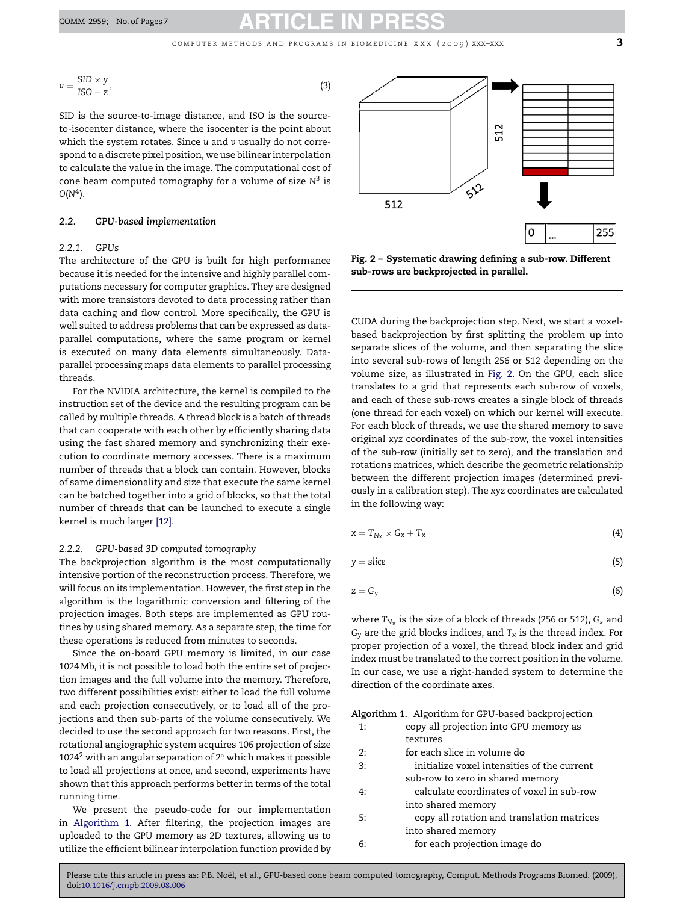$$v = \frac{SID \times y}{ISO - z}, \quad (3)$$

SID is the source-to-image distance, and ISO is the source-to-isocenter distance, where the isocenter is the point about which the system rotates. Since $u$ and $v$ usually do not correspond to a discrete pixel position, we use bilinear interpolation to calculate the value in the image. The computational cost of cone beam computed tomography for a volume of size $N^3$ is $O(N^4)$.

### 2.2. GPU-based implementation

#### 2.2.1. GPUs

The architecture of the GPU is built for high performance because it is needed for the intensive and highly parallel computations necessary for computer graphics. They are designed with more transistors devoted to data processing rather than data caching and flow control. More specifically, the GPU is well suited to address problems that can be expressed as data-parallel computations, where the same program or kernel is executed on many data elements simultaneously. Data-parallel processing maps data elements to parallel processing threads.

For the NVIDIA architecture, the kernel is compiled to the instruction set of the device and the resulting program can be called by multiple threads. A thread block is a batch of threads that can cooperate with each other by efficiently sharing data using the fast shared memory and synchronizing their execution to coordinate memory accesses. There is a maximum number of threads that a block can contain. However, blocks of same dimensionality and size that execute the same kernel can be batched together into a grid of blocks, so that the total number of threads that can be launched to execute a single kernel is much larger [12].

#### 2.2.2. GPU-based 3D computed tomography

The backprojection algorithm is the most computationally intensive portion of the reconstruction process. Therefore, we will focus on its implementation. However, the first step in the algorithm is the logarithmic conversion and filtering of the projection images. Both steps are implemented as GPU routines by using shared memory. As a separate step, the time for these operations is reduced from minutes to seconds.

Since the on-board GPU memory is limited, in our case 1024 Mb, it is not possible to load both the entire set of projection images and the full volume into the memory. Therefore, two different possibilities exist: either to load the full volume and each projection consecutively, or to load all of the projections and then sub-parts of the volume consecutively. We decided to use the second approach for two reasons. First, the rotational angiographic system acquires 106 projection of size $1024^2$ with an angular separation of 2° which makes it possible to load all projections at once, and second, experiments have shown that this approach performs better in terms of the total running time.

We present the pseudo-code for our implementation in Algorithm 1. After filtering, the projection images are uploaded to the GPU memory as 2D textures, allowing us to utilize the efficient bilinear interpolation function provided by CUDA during the backprojection step. Next, we start a voxel-based backprojection by first splitting the problem up into separate slices of the volume, and then separating the slice into several sub-rows of length 256 or 512 depending on the volume size, as illustrated in Fig. 2. On the GPU, each slice translates to a grid that represents each sub-row of voxels, and each of these sub-rows creates a single block of threads (one thread for each voxel) on which our kernel will execute. For each block of threads, we use the shared memory to save original $xyz$ coordinates of the sub-row, the voxel intensities of the sub-row (initially set to zero), and the translation and rotations matrices, which describe the geometric relationship between the different projection images (determined previously in a calibration step). The $xyz$ coordinates are calculated in the following way:

**Fig. 2 – Systematic drawing defining a sub-row. Different sub-rows are backprojected in parallel.**

$$x = T_{N_x} \times G_x + T_x \quad (4)$$

$$y = slice \quad (5)$$

$$z = G_y \quad (6)$$

where $T_{N_x}$ is the size of a block of threads (256 or 512), $G_x$ and $G_y$ are the grid blocks indices, and $T_x$ is the thread index. For proper projection of a voxel, the thread block index and grid index must be translated to the correct position in the volume. In our case, we use a right-handed system to determine the direction of the coordinate axes.

**Algorithm 1.** Algorithm for GPU-based backprojection

1: copy all projection into GPU memory as textures
2: **for** each slice in volume **do**
3: initialize voxel intensities of the current sub-row to zero in shared memory
4: calculate coordinates of voxel in sub-row into shared memory
5: copy all rotation and translation matrices into shared memory
6: **for** each projection image **do**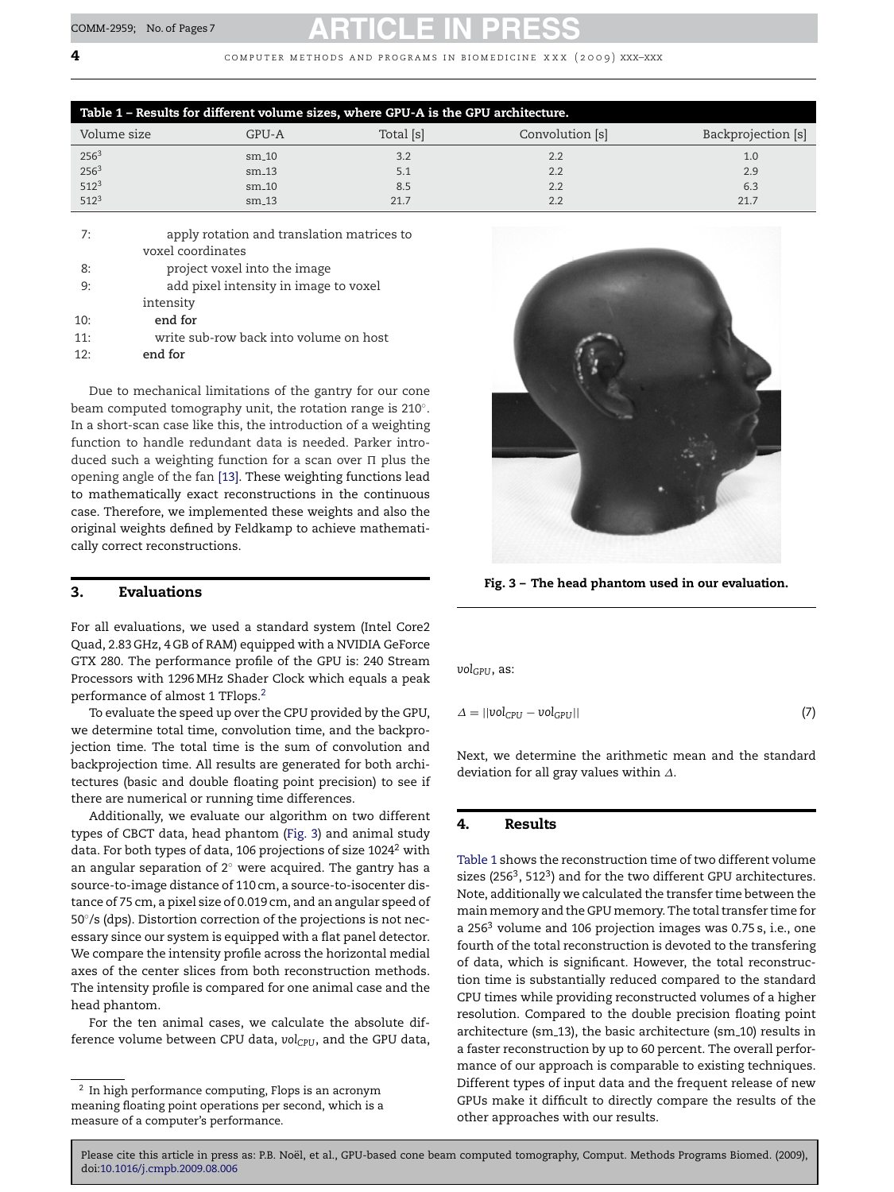**Table 1 – Results for different volume sizes, where GPU-A is the GPU architecture.**

| Volume size | GPU-A | Total [s] | Convolution [s] | Backprojection [s] |
|---|---|---|---|---|
| $256^3$ | sm_10 | 3.2 | 2.2 | 1.0 |
| $256^3$ | sm_13 | 5.1 | 2.2 | 2.9 |
| $512^3$ | sm_10 | 8.5 | 2.2 | 6.3 |
| $512^3$ | sm_13 | 21.7 | 2.2 | 21.7 |

7: apply rotation and translation matrices to voxel coordinates
8: project voxel into the image
9: add pixel intensity in image to voxel intensity
10: **end for**
11: write sub-row back into volume on host
12: **end for**

Due to mechanical limitations of the gantry for our cone beam computed tomography unit, the rotation range is 210°. In a short-scan case like this, the introduction of a weighting function to handle redundant data is needed. Parker introduced such a weighting function for a scan over Π plus the opening angle of the fan [13]. These weighting functions lead to mathematically exact reconstructions in the continuous case. Therefore, we implemented these weights and also the original weights defined by Feldkamp to achieve mathematically correct reconstructions.

Fig. 3 – The head phantom used in our evaluation.

## 3. Evaluations

For all evaluations, we used a standard system (Intel Core2 Quad, 2.83 GHz, 4 GB of RAM) equipped with a NVIDIA GeForce GTX 280. The performance profile of the GPU is: 240 Stream Processors with 1296 MHz Shader Clock which equals a peak performance of almost 1 TFlops.[2]

To evaluate the speed up over the CPU provided by the GPU, we determine total time, convolution time, and the backprojection time. The total time is the sum of convolution and backprojection time. All results are generated for both architectures (basic and double floating point precision) to see if there are numerical or running time differences.

Additionally, we evaluate our algorithm on two different types of CBCT data, head phantom (Fig. 3) and animal study data. For both types of data, 106 projections of size $1024^2$ with an angular separation of 2° were acquired. The gantry has a source-to-image distance of 110 cm, a source-to-isocenter distance of 75 cm, a pixel size of 0.019 cm, and an angular speed of 50°/s (dps). Distortion correction of the projections is not necessary since our system is equipped with a flat panel detector. We compare the intensity profile across the horizontal medial axes of the center slices from both reconstruction methods. The intensity profile is compared for one animal case and the head phantom.

For the ten animal cases, we calculate the absolute difference volume between CPU data, $vol_{CPU}$, and the GPU data, $vol_{GPU}$, as:

$$\Delta = ||vol_{CPU} - vol_{GPU}|| \tag{7}$$

Next, we determine the arithmetic mean and the standard deviation for all gray values within $\Delta$.

## 4. Results

Table 1 shows the reconstruction time of two different volume sizes ($256^3$, $512^3$) and for the two different GPU architectures. Note, additionally we calculated the transfer time between the main memory and the GPU memory. The total transfer time for a $256^3$ volume and 106 projection images was 0.75 s, i.e., one fourth of the total reconstruction is devoted to the transfering of data, which is significant. However, the total reconstruction time is substantially reduced compared to the standard CPU times while providing reconstructed volumes of a higher resolution. Compared to the double precision floating point architecture (sm_13), the basic architecture (sm_10) results in a faster reconstruction by up to 60 percent. The overall performance of our approach is comparable to existing techniques. Different types of input data and the frequent release of new GPUs make it difficult to directly compare the results of the other approaches with our results.

[2] In high performance computing, Flops is an acronym meaning floating point operations per second, which is a measure of a computer's performance.

Please cite this article in press as: P.B. Noël, et al., GPU-based cone beam computed tomography, Comput. Methods Programs Biomed. (2009), doi:10.1016/j.cmpb.2009.08.006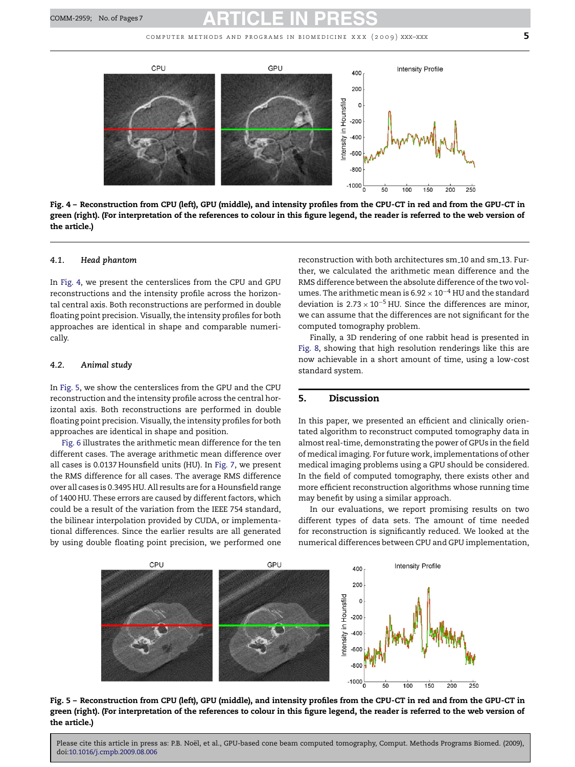Fig. 4 – Reconstruction from CPU (left), GPU (middle), and intensity profiles from the CPU-CT in red and from the GPU-CT in green (right). (For interpretation of the references to colour in this figure legend, the reader is referred to the web version of the article.)

### 4.1. *Head phantom*

In Fig. 4, we present the centerslices from the CPU and GPU reconstructions and the intensity profile across the horizontal central axis. Both reconstructions are performed in double floating point precision. Visually, the intensity profiles for both approaches are identical in shape and comparable numerically.

### 4.2. *Animal study*

In Fig. 5, we show the centerslices from the GPU and the CPU reconstruction and the intensity profile across the central horizontal axis. Both reconstructions are performed in double floating point precision. Visually, the intensity profiles for both approaches are identical in shape and position.

Fig. 6 illustrates the arithmetic mean difference for the ten different cases. The average arithmetic mean difference over all cases is 0.0137 Hounsfield units (HU). In Fig. 7, we present the RMS difference for all cases. The average RMS difference over all cases is 0.3495 HU. All results are for a Hounsfield range of 1400 HU. These errors are caused by different factors, which could be a result of the variation from the IEEE 754 standard, the bilinear interpolation provided by CUDA, or implementational differences. Since the earlier results are all generated by using double floating point precision, we performed one reconstruction with both architectures sm_10 and sm_13. Further, we calculated the arithmetic mean difference and the RMS difference between the absolute difference of the two volumes. The arithmetic mean is $6.92 \times 10^{-4}$ HU and the standard deviation is $2.73 \times 10^{-5}$ HU. Since the differences are minor, we can assume that the differences are not significant for the computed tomography problem.

Finally, a 3D rendering of one rabbit head is presented in Fig. 8, showing that high resolution renderings like this are now achievable in a short amount of time, using a low-cost standard system.

## 5. Discussion

In this paper, we presented an efficient and clinically orientated algorithm to reconstruct computed tomography data in almost real-time, demonstrating the power of GPUs in the field of medical imaging. For future work, implementations of other medical imaging problems using a GPU should be considered. In the field of computed tomography, there exists other and more efficient reconstruction algorithms whose running time may benefit by using a similar approach.

In our evaluations, we report promising results on two different types of data sets. The amount of time needed for reconstruction is significantly reduced. We looked at the numerical differences between CPU and GPU implementation,

Fig. 5 – Reconstruction from CPU (left), GPU (middle), and intensity profiles from the CPU-CT in red and from the GPU-CT in green (right). (For interpretation of the references to colour in this figure legend, the reader is referred to the web version of the article.)

Please cite this article in press as: P.B. Noël, et al., GPU-based cone beam computed tomography, Comput. Methods Programs Biomed. (2009), doi:10.1016/j.cmpb.2009.08.006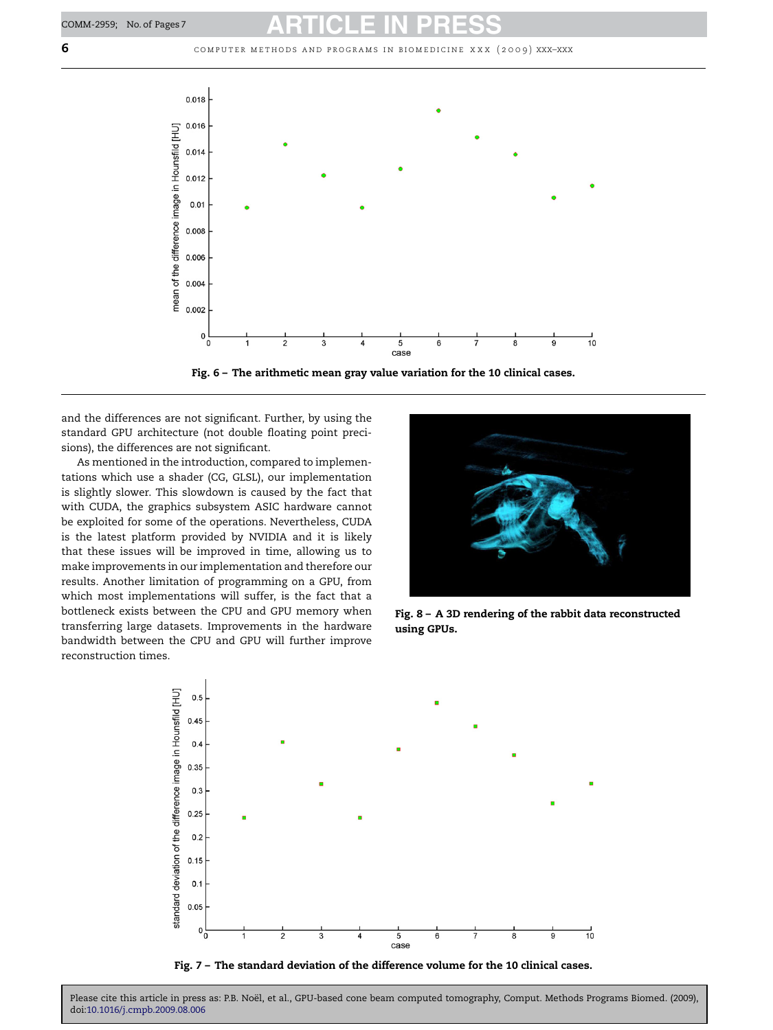Fig. 6 – The arithmetic mean gray value variation for the 10 clinical cases.

and the differences are not significant. Further, by using the standard GPU architecture (not double floating point precisions), the differences are not significant.

As mentioned in the introduction, compared to implementations which use a shader (CG, GLSL), our implementation is slightly slower. This slowdown is caused by the fact that with CUDA, the graphics subsystem ASIC hardware cannot be exploited for some of the operations. Nevertheless, CUDA is the latest platform provided by NVIDIA and it is likely that these issues will be improved in time, allowing us to make improvements in our implementation and therefore our results. Another limitation of programming on a GPU, from which most implementations will suffer, is the fact that a bottleneck exists between the CPU and GPU memory when transferring large datasets. Improvements in the hardware bandwidth between the CPU and GPU will further improve reconstruction times.

Fig. 8 – A 3D rendering of the rabbit data reconstructed using GPUs.

Fig. 7 – The standard deviation of the difference volume for the 10 clinical cases.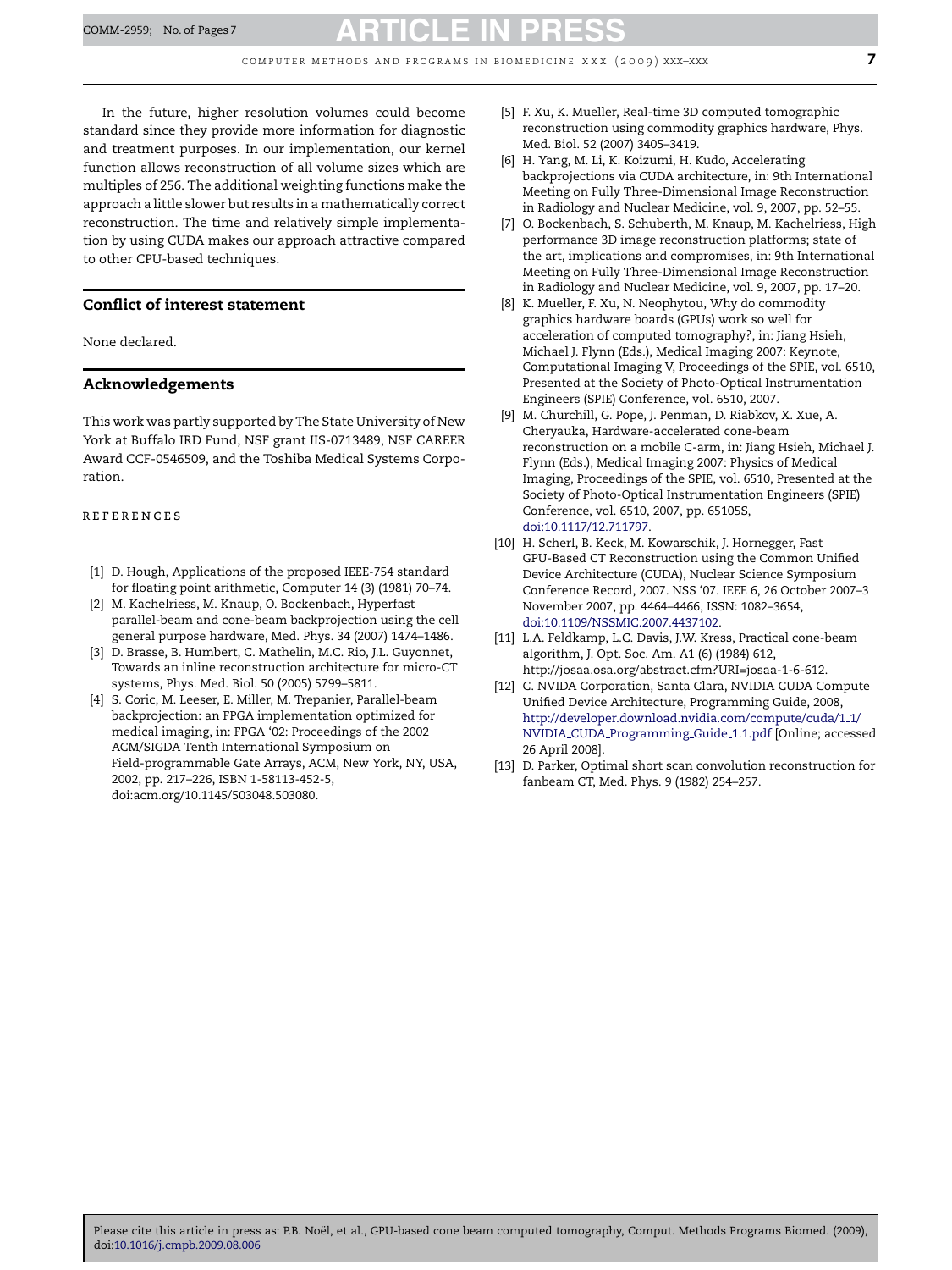In the future, higher resolution volumes could become standard since they provide more information for diagnostic and treatment purposes. In our implementation, our kernel function allows reconstruction of all volume sizes which are multiples of 256. The additional weighting functions make the approach a little slower but results in a mathematically correct reconstruction. The time and relatively simple implementation by using CUDA makes our approach attractive compared to other CPU-based techniques.

## Conflict of interest statement

None declared.

## Acknowledgements

This work was partly supported by The State University of New York at Buffalo IRD Fund, NSF grant IIS-0713489, NSF CAREER Award CCF-0546509, and the Toshiba Medical Systems Corporation.

## REFERENCES

[1] D. Hough, Applications of the proposed IEEE-754 standard for floating point arithmetic, Computer 14 (3) (1981) 70–74.

[2] M. Kachelriess, M. Knaup, O. Bockenbach, Hyperfast parallel-beam and cone-beam backprojection using the cell general purpose hardware, Med. Phys. 34 (2007) 1474–1486.

[3] D. Brasse, B. Humbert, C. Mathelin, M.C. Rio, J.L. Guyonnet, Towards an inline reconstruction architecture for micro-CT systems, Phys. Med. Biol. 50 (2005) 5799–5811.

[4] S. Coric, M. Leeser, E. Miller, M. Trepanier, Parallel-beam backprojection: an FPGA implementation optimized for medical imaging, in: FPGA '02: Proceedings of the 2002 ACM/SIGDA Tenth International Symposium on Field-programmable Gate Arrays, ACM, New York, NY, USA, 2002, pp. 217–226, ISBN 1-58113-452-5, doi:acm.org/10.1145/503048.503080.

[5] F. Xu, K. Mueller, Real-time 3D computed tomographic reconstruction using commodity graphics hardware, Phys. Med. Biol. 52 (2007) 3405–3419.

[6] H. Yang, M. Li, K. Koizumi, H. Kudo, Accelerating backprojections via CUDA architecture, in: 9th International Meeting on Fully Three-Dimensional Image Reconstruction in Radiology and Nuclear Medicine, vol. 9, 2007, pp. 52–55.

[7] O. Bockenbach, S. Schuberth, M. Knaup, M. Kachelriess, High performance 3D image reconstruction platforms; state of the art, implications and compromises, in: 9th International Meeting on Fully Three-Dimensional Image Reconstruction in Radiology and Nuclear Medicine, vol. 9, 2007, pp. 17–20.

[8] K. Mueller, F. Xu, N. Neophytou, Why do commodity graphics hardware boards (GPUs) work so well for acceleration of computed tomography?, in: Jiang Hsieh, Michael J. Flynn (Eds.), Medical Imaging 2007: Keynote, Computational Imaging V, Proceedings of the SPIE, vol. 6510, Presented at the Society of Photo-Optical Instrumentation Engineers (SPIE) Conference, vol. 6510, 2007.

[9] M. Churchill, G. Pope, J. Penman, D. Riabkov, X. Xue, A. Cheryauka, Hardware-accelerated cone-beam reconstruction on a mobile C-arm, in: Jiang Hsieh, Michael J. Flynn (Eds.), Medical Imaging 2007: Physics of Medical Imaging, Proceedings of the SPIE, vol. 6510, Presented at the Society of Photo-Optical Instrumentation Engineers (SPIE) Conference, vol. 6510, 2007, pp. 65105S, doi:10.1117/12.711797.

[10] H. Scherl, B. Keck, M. Kowarschik, J. Hornegger, Fast GPU-Based CT Reconstruction using the Common Unified Device Architecture (CUDA), Nuclear Science Symposium Conference Record, 2007. NSS '07. IEEE 6, 26 October 2007–3 November 2007, pp. 4464–4466, ISSN: 1082–3654, doi:10.1109/NSSMIC.2007.4437102.

[11] L.A. Feldkamp, L.C. Davis, J.W. Kress, Practical cone-beam algorithm, J. Opt. Soc. Am. A1 (6) (1984) 612, http://josaa.osa.org/abstract.cfm?URI=josaa-1-6-612.

[12] C. NVIDA Corporation, Santa Clara, NVIDIA CUDA Compute Unified Device Architecture, Programming Guide, 2008, http://developer.download.nvidia.com/compute/cuda/1_1/NVIDIA_CUDA_Programming_Guide_1.1.pdf [Online; accessed 26 April 2008].

[13] D. Parker, Optimal short scan convolution reconstruction for fanbeam CT, Med. Phys. 9 (1982) 254–257.